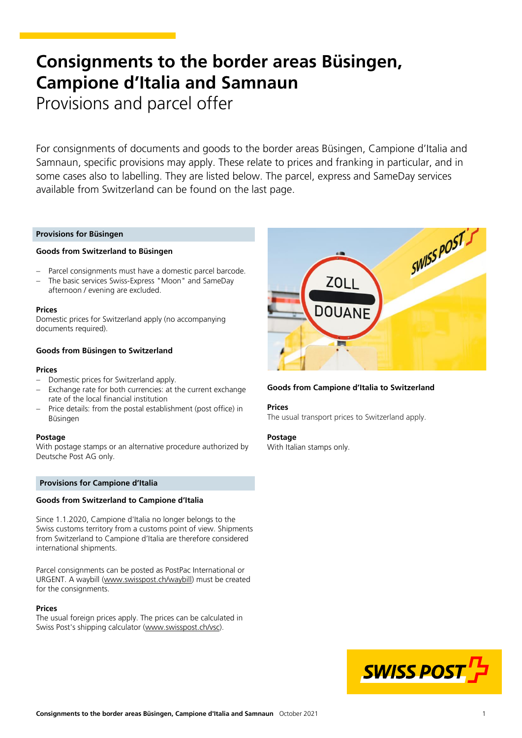# Consignments to the border areas Büsingen, Campione d'Italia and Samnaun

Provisions and parcel offer

For consignments of documents and goods to the border areas Büsingen, Campione d'Italia and Samnaun, specific provisions may apply. These relate to prices and franking in particular, and in some cases also to labelling. They are listed below. The parcel, express and SameDay services available from Switzerland can be found on the last page.

## Provisions for Büsingen

### Goods from Switzerland to Büsingen

- Parcel consignments must have a domestic parcel barcode.
- The basic services Swiss-Express "Moon" and SameDay afternoon / evening are excluded.

**Prices**
Domestic prices for Switzerland apply (no accompanying documents required).

### Goods from Büsingen to Switzerland

**Prices**

- Domestic prices for Switzerland apply.
- Exchange rate for both currencies: at the current exchange rate of the local financial institution
- Price details: from the postal establishment (post office) in Büsingen

**Postage**
With postage stamps or an alternative procedure authorized by Deutsche Post AG only.

## Provisions for Campione d'Italia

### Goods from Switzerland to Campione d'Italia

Since 1.1.2020, Campione d'Italia no longer belongs to the Swiss customs territory from a customs point of view. Shipments from Switzerland to Campione d'Italia are therefore considered international shipments.

Parcel consignments can be posted as PostPac International or URGENT. A waybill (www.swisspost.ch/waybill) must be created for the consignments.

**Prices**
The usual foreign prices apply. The prices can be calculated in Swiss Post's shipping calculator (www.swisspost.ch/vsc).

### Goods from Campione d'Italia to Switzerland

**Prices**
The usual transport prices to Switzerland apply.

**Postage**
With Italian stamps only.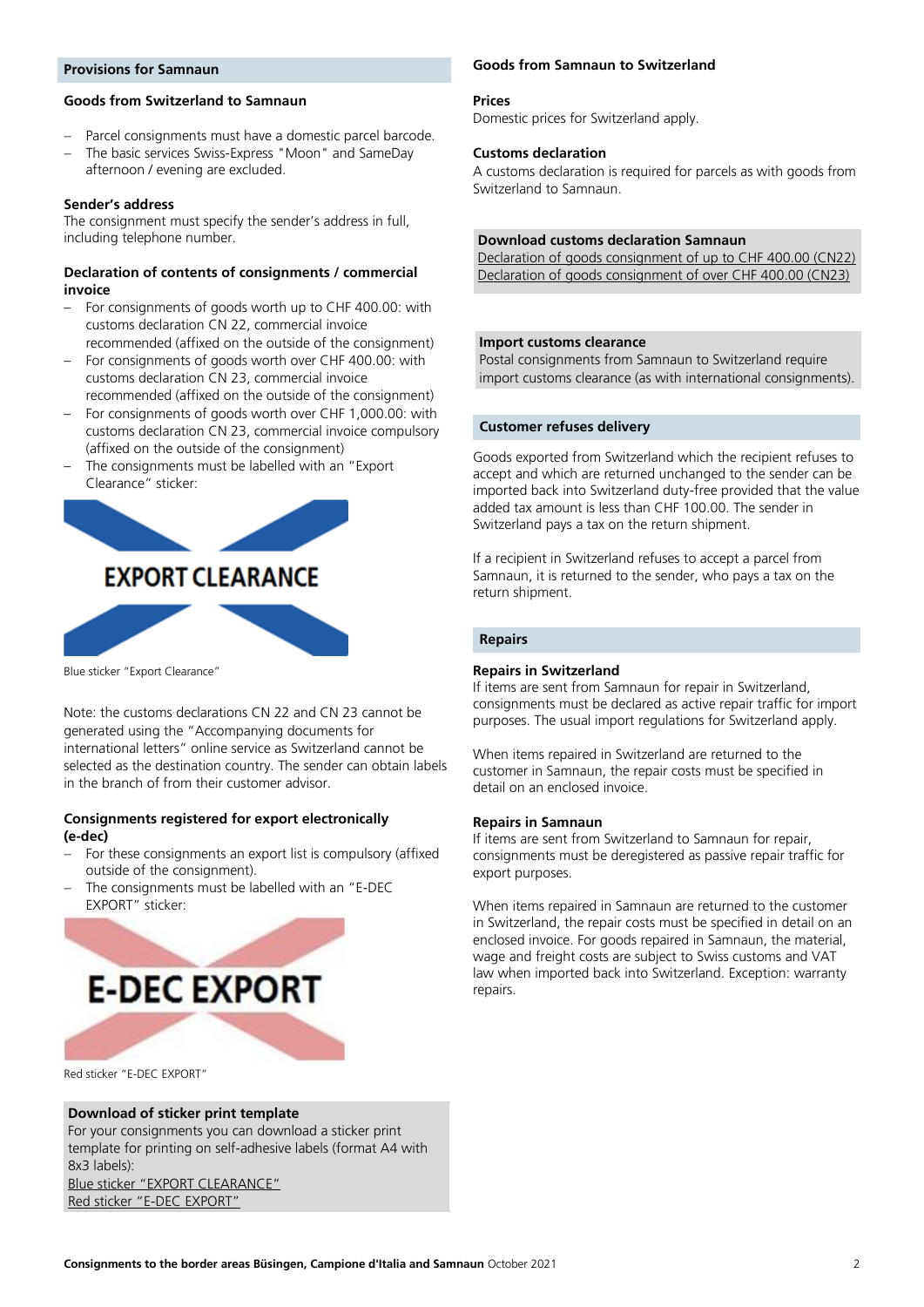## Provisions for Samnaun

### Goods from Switzerland to Samnaun

- Parcel consignments must have a domestic parcel barcode.
- The basic services Swiss-Express "Moon" and SameDay afternoon / evening are excluded.

**Sender's address**
The consignment must specify the sender's address in full, including telephone number.

**Declaration of contents of consignments / commercial invoice**

- For consignments of goods worth up to CHF 400.00: with customs declaration CN 22, commercial invoice recommended (affixed on the outside of the consignment)
- For consignments of goods worth over CHF 400.00: with customs declaration CN 23, commercial invoice recommended (affixed on the outside of the consignment)
- For consignments of goods worth over CHF 1,000.00: with customs declaration CN 23, commercial invoice compulsory (affixed on the outside of the consignment)
- The consignments must be labelled with an "Export Clearance" sticker:

EXPORT CLEARANCE

Blue sticker "Export Clearance"

Note: the customs declarations CN 22 and CN 23 cannot be generated using the "Accompanying documents for international letters" online service as Switzerland cannot be selected as the destination country. The sender can obtain labels in the branch of from their customer advisor.

**Consignments registered for export electronically (e-dec)**

- For these consignments an export list is compulsory (affixed outside of the consignment).
- The consignments must be labelled with an "E-DEC EXPORT" sticker:

E-DEC EXPORT

Red sticker "E-DEC EXPORT"

**Download of sticker print template**
For your consignments you can download a sticker print template for printing on self-adhesive labels (format A4 with 8x3 labels):
Blue sticker "EXPORT CLEARANCE"
Red sticker "E-DEC EXPORT"

### Goods from Samnaun to Switzerland

**Prices**
Domestic prices for Switzerland apply.

**Customs declaration**
A customs declaration is required for parcels as with goods from Switzerland to Samnaun.

**Download customs declaration Samnaun**
Declaration of goods consignment of up to CHF 400.00 (CN22)
Declaration of goods consignment of over CHF 400.00 (CN23)

**Import customs clearance**
Postal consignments from Samnaun to Switzerland require import customs clearance (as with international consignments).

### Customer refuses delivery

Goods exported from Switzerland which the recipient refuses to accept and which are returned unchanged to the sender can be imported back into Switzerland duty-free provided that the value added tax amount is less than CHF 100.00. The sender in Switzerland pays a tax on the return shipment.

If a recipient in Switzerland refuses to accept a parcel from Samnaun, it is returned to the sender, who pays a tax on the return shipment.

### Repairs

**Repairs in Switzerland**
If items are sent from Samnaun for repair in Switzerland, consignments must be declared as active repair traffic for import purposes. The usual import regulations for Switzerland apply.

When items repaired in Switzerland are returned to the customer in Samnaun, the repair costs must be specified in detail on an enclosed invoice.

**Repairs in Samnaun**
If items are sent from Switzerland to Samnaun for repair, consignments must be deregistered as passive repair traffic for export purposes.

When items repaired in Samnaun are returned to the customer in Switzerland, the repair costs must be specified in detail on an enclosed invoice. For goods repaired in Samnaun, the material, wage and freight costs are subject to Swiss customs and VAT law when imported back into Switzerland. Exception: warranty repairs.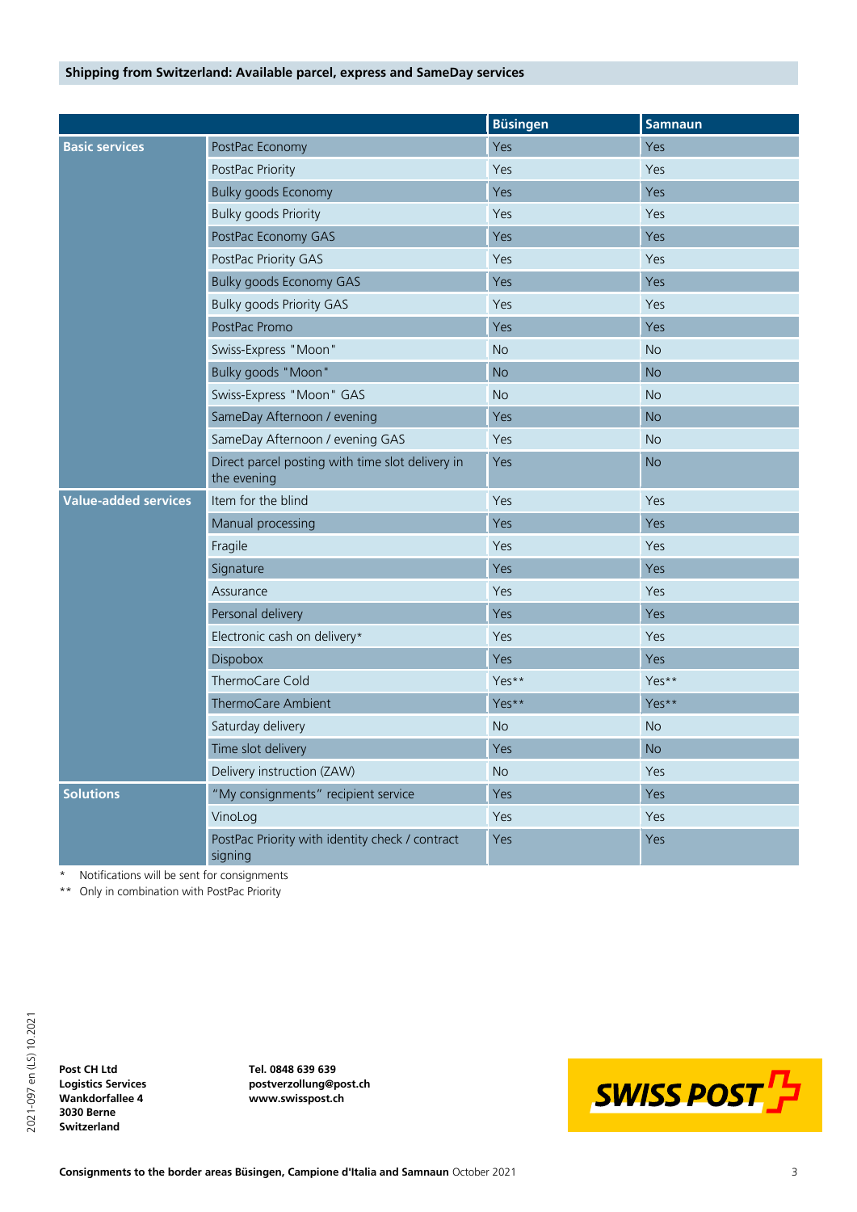## Shipping from Switzerland: Available parcel, express and SameDay services

| | | Büsingen | Samnaun |
|---|---|---|---|
| **Basic services** | PostPac Economy | Yes | Yes |
| | PostPac Priority | Yes | Yes |
| | Bulky goods Economy | Yes | Yes |
| | Bulky goods Priority | Yes | Yes |
| | PostPac Economy GAS | Yes | Yes |
| | PostPac Priority GAS | Yes | Yes |
| | Bulky goods Economy GAS | Yes | Yes |
| | Bulky goods Priority GAS | Yes | Yes |
| | PostPac Promo | Yes | Yes |
| | Swiss-Express "Moon" | No | No |
| | Bulky goods "Moon" | No | No |
| | Swiss-Express "Moon" GAS | No | No |
| | SameDay Afternoon / evening | Yes | No |
| | SameDay Afternoon / evening GAS | Yes | No |
| | Direct parcel posting with time slot delivery in the evening | Yes | No |
| **Value-added services** | Item for the blind | Yes | Yes |
| | Manual processing | Yes | Yes |
| | Fragile | Yes | Yes |
| | Signature | Yes | Yes |
| | Assurance | Yes | Yes |
| | Personal delivery | Yes | Yes |
| | Electronic cash on delivery* | Yes | Yes |
| | Dispobox | Yes | Yes |
| | ThermoCare Cold | Yes** | Yes** |
| | ThermoCare Ambient | Yes** | Yes** |
| | Saturday delivery | No | No |
| | Time slot delivery | Yes | No |
| | Delivery instruction (ZAW) | No | Yes |
| **Solutions** | "My consignments" recipient service | Yes | Yes |
| | VinoLog | Yes | Yes |
| | PostPac Priority with identity check / contract signing | Yes | Yes |

\* Notifications will be sent for consignments

\*\* Only in combination with PostPac Priority

2021-097 en (LS) 10.2021

**Post CH Ltd**
**Logistics Services**
**Wankdorfallee 4**
**3030 Berne**
**Switzerland**

**Tel. 0848 639 639**
**postverzollung@post.ch**
**www.swisspost.ch**

SWISS POST